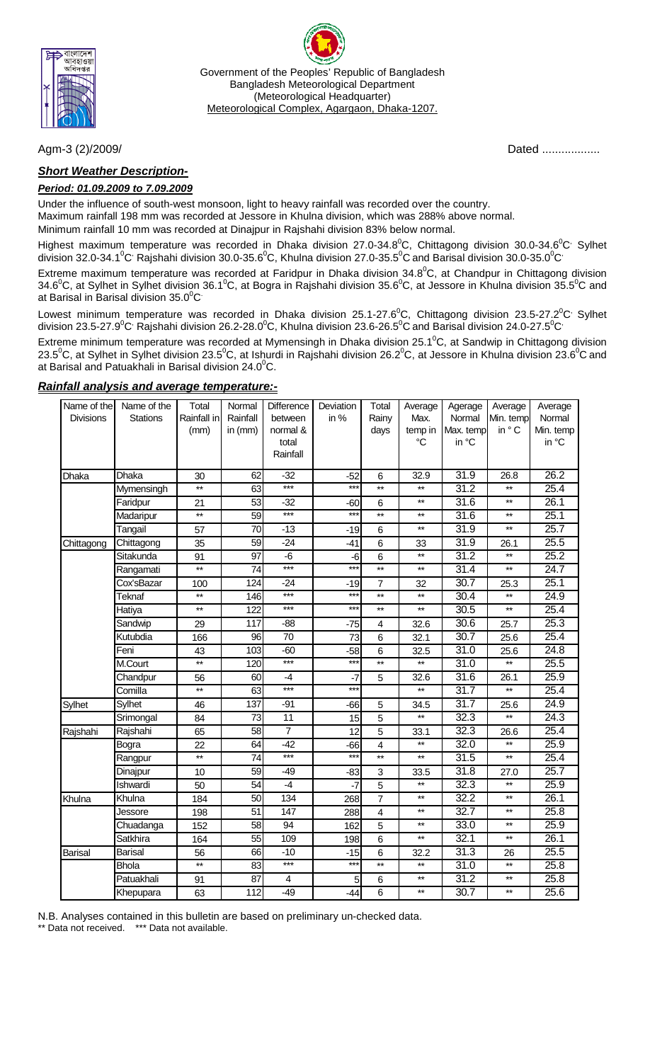Government of the Peoples' Republic of Bangladesh
Bangladesh Meteorological Department
(Meteorological Headquarter)
Meteorological Complex, Agargaon, Dhaka-1207.

Agm-3 (2)/2009/ Dated ..................

### ***Short Weather Description-***

***Period: 01.09.2009 to 7.09.2009***

Under the influence of south-west monsoon, light to heavy rainfall was recorded over the country.
Maximum rainfall 198 mm was recorded at Jessore in Khulna division, which was 288% above normal.
Minimum rainfall 10 mm was recorded at Dinajpur in Rajshahi division 83% below normal.

Highest maximum temperature was recorded in Dhaka division 27.0-34.8$^0$C, Chittagong division 30.0-34.6$^0$C Sylhet division 32.0-34.1$^0$C Rajshahi division 30.0-35.6$^0$C, Khulna division 27.0-35.5$^0$C and Barisal division 30.0-35.0$^0$C

Extreme maximum temperature was recorded at Faridpur in Dhaka division 34.8$^0$C, at Chandpur in Chittagong division 34.6$^0$C, at Sylhet in Sylhet division 36.1$^0$C, at Bogra in Rajshahi division 35.6$^0$C, at Jessore in Khulna division 35.5$^0$C and at Barisal in Barisal division 35.0$^0$C

Lowest minimum temperature was recorded in Dhaka division 25.1-27.6$^0$C, Chittagong division 23.5-27.2$^0$C Sylhet division 23.5-27.9$^0$C Rajshahi division 26.2-28.0$^0$C, Khulna division 23.6-26.5$^0$C and Barisal division 24.0-27.5$^0$C

Extreme minimum temperature was recorded at Mymensingh in Dhaka division 25.1$^0$C, at Sandwip in Chittagong division 23.5$^0$C, at Sylhet in Sylhet division 23.5$^0$C, at Ishurdi in Rajshahi division 26.2$^0$C, at Jessore in Khulna division 23.6$^0$C and at Barisal and Patuakhali in Barisal division 24.0$^0$C.

### ***Rainfall analysis and average temperature:-***

| Name of the Divisions | Name of the Stations | Total Rainfall in (mm) | Normal Rainfall in (mm) | Difference between normal & total Rainfall | Deviation in % | Total Rainy days | Average Max. temp in °C | Agerage Normal Max. temp in °C | Average Min. temp in ° C | Average Normal Min. temp in °C |
|---|---|---|---|---|---|---|---|---|---|---|
| Dhaka | Dhaka | 30 | 62 | -32 | -52 | 6 | 32.9 | 31.9 | 26.8 | 26.2 |
| | Mymensingh | ** | 63 | *** | *** | ** | ** | 31.2 | ** | 25.4 |
| | Faridpur | 21 | 53 | -32 | -60 | 6 | ** | 31.6 | ** | 26.1 |
| | Madaripur | ** | 59 | *** | *** | ** | ** | 31.6 | ** | 25.1 |
| | Tangail | 57 | 70 | -13 | -19 | 6 | ** | 31.9 | ** | 25.7 |
| Chittagong | Chittagong | 35 | 59 | -24 | -41 | 6 | 33 | 31.9 | 26.1 | 25.5 |
| | Sitakunda | 91 | 97 | -6 | -6 | 6 | ** | 31.2 | ** | 25.2 |
| | Rangamati | ** | 74 | *** | *** | ** | ** | 31.4 | ** | 24.7 |
| | Cox'sBazar | 100 | 124 | -24 | -19 | 7 | 32 | 30.7 | 25.3 | 25.1 |
| | Teknaf | ** | 146 | *** | *** | ** | ** | 30.4 | ** | 24.9 |
| | Hatiya | ** | 122 | *** | *** | ** | ** | 30.5 | ** | 25.4 |
| | Sandwip | 29 | 117 | -88 | -75 | 4 | 32.6 | 30.6 | 25.7 | 25.3 |
| | Kutubdia | 166 | 96 | 70 | 73 | 6 | 32.1 | 30.7 | 25.6 | 25.4 |
| | Feni | 43 | 103 | -60 | -58 | 6 | 32.5 | 31.0 | 25.6 | 24.8 |
| | M.Court | ** | 120 | *** | *** | ** | ** | 31.0 | ** | 25.5 |
| | Chandpur | 56 | 60 | -4 | -7 | 5 | 32.6 | 31.6 | 26.1 | 25.9 |
| | Comilla | ** | 63 | *** | *** | | ** | 31.7 | ** | 25.4 |
| Sylhet | Sylhet | 46 | 137 | -91 | -66 | 5 | 34.5 | 31.7 | 25.6 | 24.9 |
| | Srimongal | 84 | 73 | 11 | 15 | 5 | ** | 32.3 | ** | 24.3 |
| Rajshahi | Rajshahi | 65 | 58 | 7 | 12 | 5 | 33.1 | 32.3 | 26.6 | 25.4 |
| | Bogra | 22 | 64 | -42 | -66 | 4 | ** | 32.0 | ** | 25.9 |
| | Rangpur | ** | 74 | *** | *** | ** | ** | 31.5 | ** | 25.4 |
| | Dinajpur | 10 | 59 | -49 | -83 | 3 | 33.5 | 31.8 | 27.0 | 25.7 |
| | Ishwardi | 50 | 54 | -4 | -7 | 5 | ** | 32.3 | ** | 25.9 |
| Khulna | Khulna | 184 | 50 | 134 | 268 | 7 | ** | 32.2 | ** | 26.1 |
| | Jessore | 198 | 51 | 147 | 288 | 4 | ** | 32.7 | ** | 25.8 |
| | Chuadanga | 152 | 58 | 94 | 162 | 5 | ** | 33.0 | ** | 25.9 |
| | Satkhira | 164 | 55 | 109 | 198 | 6 | ** | 32.1 | ** | 26.1 |
| Barisal | Barisal | 56 | 66 | -10 | -15 | 6 | 32.2 | 31.3 | 26 | 25.5 |
| | Bhola | ** | 83 | *** | *** | ** | ** | 31.0 | ** | 25.8 |
| | Patuakhali | 91 | 87 | 4 | 5 | 6 | ** | 31.2 | ** | 25.8 |
| | Khepupara | 63 | 112 | -49 | -44 | 6 | ** | 30.7 | ** | 25.6 |

N.B. Analyses contained in this bulletin are based on preliminary un-checked data.
** Data not received. *** Data not available.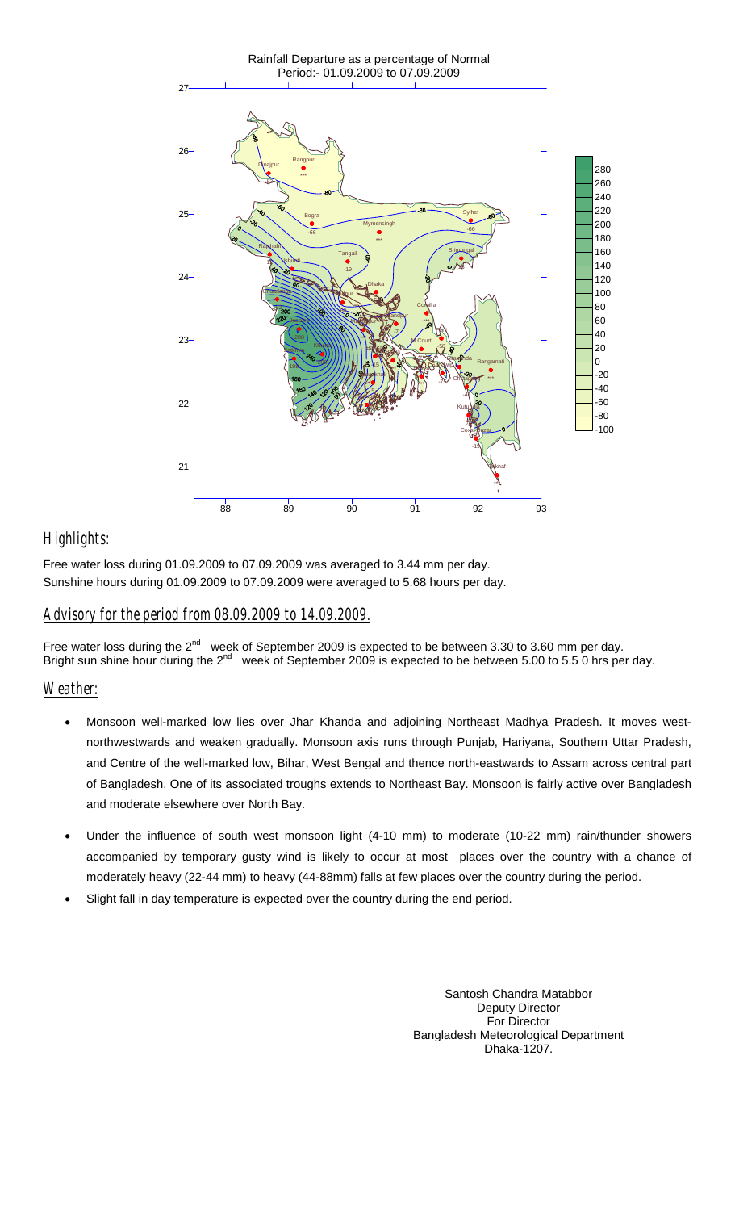Rainfall Departure as a percentage of Normal
Period:- 01.09.2009 to 07.09.2009

## Highlights:

Free water loss during 01.09.2009 to 07.09.2009 was averaged to 3.44 mm per day.
Sunshine hours during 01.09.2009 to 07.09.2009 were averaged to 5.68 hours per day.

## Advisory for the period from 08.09.2009 to 14.09.2009.

Free water loss during the 2nd week of September 2009 is expected to be between 3.30 to 3.60 mm per day.
Bright sun shine hour during the 2nd week of September 2009 is expected to be between 5.00 to 5.5 0 hrs per day.

## Weather:

- Monsoon well-marked low lies over Jhar Khanda and adjoining Northeast Madhya Pradesh. It moves west-northwestwards and weaken gradually. Monsoon axis runs through Punjab, Hariyana, Southern Uttar Pradesh, and Centre of the well-marked low, Bihar, West Bengal and thence north-eastwards to Assam across central part of Bangladesh. One of its associated troughs extends to Northeast Bay. Monsoon is fairly active over Bangladesh and moderate elsewhere over North Bay.
- Under the influence of south west monsoon light (4-10 mm) to moderate (10-22 mm) rain/thunder showers accompanied by temporary gusty wind is likely to occur at most places over the country with a chance of moderately heavy (22-44 mm) to heavy (44-88mm) falls at few places over the country during the period.
- Slight fall in day temperature is expected over the country during the end period.

Santosh Chandra Matabbor
Deputy Director
For Director
Bangladesh Meteorological Department
Dhaka-1207.